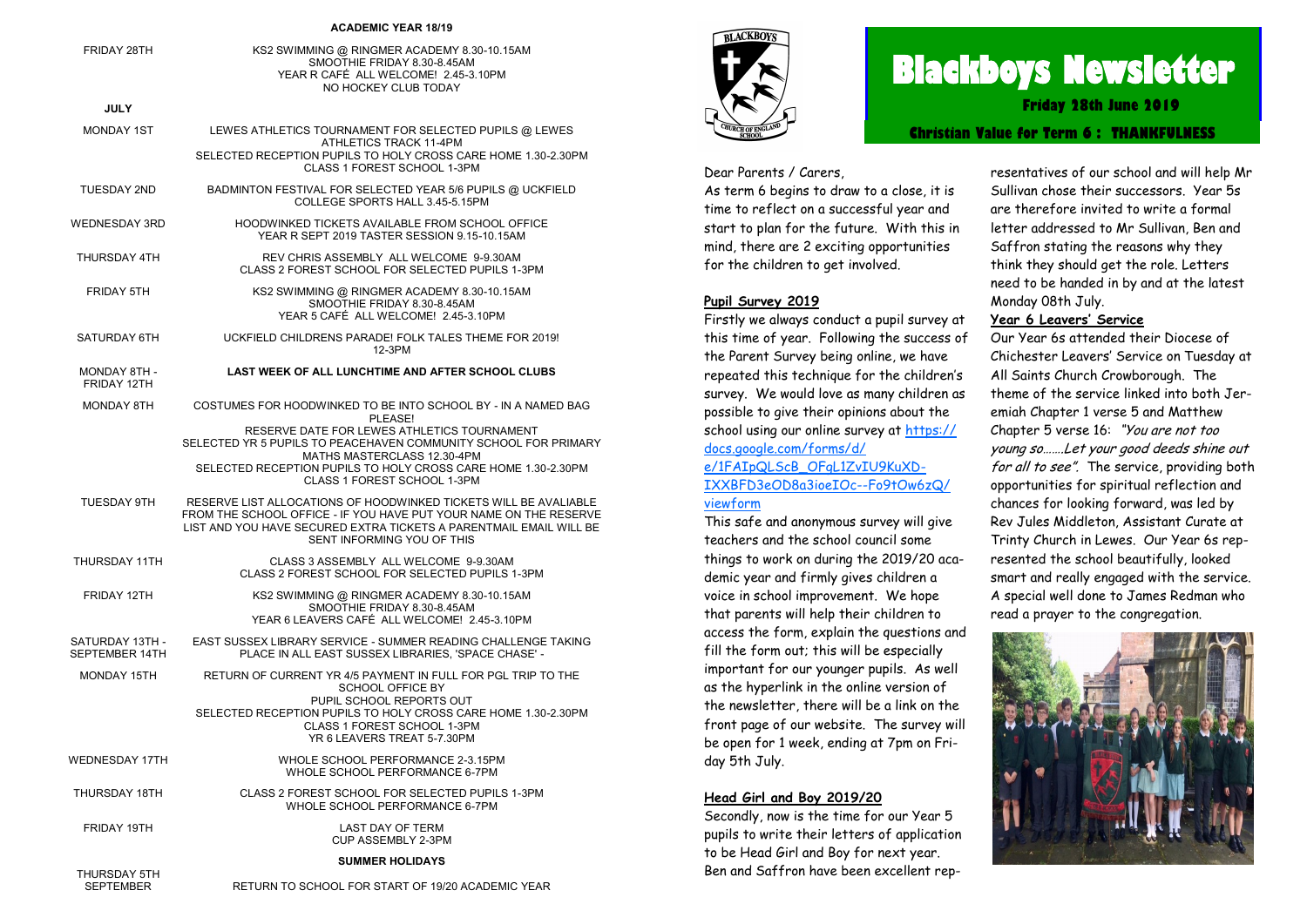# Blackboys Newsletter

**Friday 28th June 2019**

**Christian Value for Term 6 : THANKFULNESS**

Dear Parents / Carers,

As term 6 begins to draw to a close, it is time to reflect on a successful year and start to plan for the future. With this in mind, there are 2 exciting opportunities for the children to get involved.

## Pupil Survey 2019

Firstly we always conduct a pupil survey at this time of year. Following the success of the Parent Survey being online, we have repeated this technique for the children's survey. We would love as many children as possible to give their opinions about the school using our online survey at https://docs.google.com/forms/d/e/1FAIpQLScB_OFqL1ZvIU9KuXD-IXXBFD3eOD8a3ioeIOc--Fo9tOw6zQ/viewform

This safe and anonymous survey will give teachers and the school council some things to work on during the 2019/20 academic year and firmly gives children a voice in school improvement. We hope that parents will help their children to access the form, explain the questions and fill the form out; this will be especially important for our younger pupils. As well as the hyperlink in the online version of the newsletter, there will be a link on the front page of our website. The survey will be open for 1 week, ending at 7pm on Friday 5th July.

## Head Girl and Boy 2019/20

Secondly, now is the time for our Year 5 pupils to write their letters of application to be Head Girl and Boy for next year. Ben and Saffron have been excellent representatives of our school and will help Mr Sullivan chose their successors. Year 5s are therefore invited to write a formal letter addressed to Mr Sullivan, Ben and Saffron stating the reasons why they think they should get the role. Letters need to be handed in by and at the latest Monday 08th July.

## Year 6 Leavers' Service

Our Year 6s attended their Diocese of Chichester Leavers' Service on Tuesday at All Saints Church Crowborough. The theme of the service linked into both Jeremiah Chapter 1 verse 5 and Matthew Chapter 5 verse 16: *"You are not too young so…….Let your good deeds shine out for all to see".* The service, providing both opportunities for spiritual reflection and chances for looking forward, was led by Rev Jules Middleton, Assistant Curate at Trinty Church in Lewes. Our Year 6s represented the school beautifully, looked smart and really engaged with the service. A special well done to James Redman who read a prayer to the congregation.

## ACADEMIC YEAR 18/19

| Date | Event |
|---|---|
| FRIDAY 28TH | KS2 SWIMMING @ RINGMER ACADEMY 8.30-10.15AM<br>SMOOTHIE FRIDAY 8.30-8.45AM<br>YEAR R CAFÉ ALL WELCOME! 2.45-3.10PM<br>NO HOCKEY CLUB TODAY |
| **JULY** | |
| MONDAY 1ST | LEWES ATHLETICS TOURNAMENT FOR SELECTED PUPILS @ LEWES ATHLETICS TRACK 11-4PM<br>SELECTED RECEPTION PUPILS TO HOLY CROSS CARE HOME 1.30-2.30PM<br>CLASS 1 FOREST SCHOOL 1-3PM |
| TUESDAY 2ND | BADMINTON FESTIVAL FOR SELECTED YEAR 5/6 PUPILS @ UCKFIELD COLLEGE SPORTS HALL 3.45-5.15PM |
| WEDNESDAY 3RD | HOODWINKED TICKETS AVAILABLE FROM SCHOOL OFFICE<br>YEAR R SEPT 2019 TASTER SESSION 9.15-10.15AM |
| THURSDAY 4TH | REV CHRIS ASSEMBLY ALL WELCOME 9-9.30AM<br>CLASS 2 FOREST SCHOOL FOR SELECTED PUPILS 1-3PM |
| FRIDAY 5TH | KS2 SWIMMING @ RINGMER ACADEMY 8.30-10.15AM<br>SMOOTHIE FRIDAY 8.30-8.45AM<br>YEAR 5 CAFÉ ALL WELCOME! 2.45-3.10PM |
| SATURDAY 6TH | UCKFIELD CHILDRENS PARADE! FOLK TALES THEME FOR 2019!<br>12-3PM |
| MONDAY 8TH - FRIDAY 12TH | **LAST WEEK OF ALL LUNCHTIME AND AFTER SCHOOL CLUBS** |
| MONDAY 8TH | COSTUMES FOR HOODWINKED TO BE INTO SCHOOL BY - IN A NAMED BAG PLEASE!<br>RESERVE DATE FOR LEWES ATHLETICS TOURNAMENT<br>SELECTED YR 5 PUPILS TO PEACEHAVEN COMMUNITY SCHOOL FOR PRIMARY MATHS MASTERCLASS 12.30-4PM<br>SELECTED RECEPTION PUPILS TO HOLY CROSS CARE HOME 1.30-2.30PM<br>CLASS 1 FOREST SCHOOL 1-3PM |
| TUESDAY 9TH | RESERVE LIST ALLOCATIONS OF HOODWINKED TICKETS WILL BE AVALIABLE FROM THE SCHOOL OFFICE - IF YOU HAVE PUT YOUR NAME ON THE RESERVE LIST AND YOU HAVE SECURED EXTRA TICKETS A PARENTMAIL EMAIL WILL BE SENT INFORMING YOU OF THIS |
| THURSDAY 11TH | CLASS 3 ASSEMBLY ALL WELCOME 9-9.30AM<br>CLASS 2 FOREST SCHOOL FOR SELECTED PUPILS 1-3PM |
| FRIDAY 12TH | KS2 SWIMMING @ RINGMER ACADEMY 8.30-10.15AM<br>SMOOTHIE FRIDAY 8.30-8.45AM<br>YEAR 6 LEAVERS CAFÉ ALL WELCOME! 2.45-3.10PM |
| SATURDAY 13TH - SEPTEMBER 14TH | EAST SUSSEX LIBRARY SERVICE - SUMMER READING CHALLENGE TAKING PLACE IN ALL EAST SUSSEX LIBRARIES, 'SPACE CHASE' - |
| MONDAY 15TH | RETURN OF CURRENT YR 4/5 PAYMENT IN FULL FOR PGL TRIP TO THE SCHOOL OFFICE BY<br>PUPIL SCHOOL REPORTS OUT<br>SELECTED RECEPTION PUPILS TO HOLY CROSS CARE HOME 1.30-2.30PM<br>CLASS 1 FOREST SCHOOL 1-3PM<br>YR 6 LEAVERS TREAT 5-7.30PM |
| WEDNESDAY 17TH | WHOLE SCHOOL PERFORMANCE 2-3.15PM<br>WHOLE SCHOOL PERFORMANCE 6-7PM |
| THURSDAY 18TH | CLASS 2 FOREST SCHOOL FOR SELECTED PUPILS 1-3PM<br>WHOLE SCHOOL PERFORMANCE 6-7PM |
| FRIDAY 19TH | LAST DAY OF TERM<br>CUP ASSEMBLY 2-3PM |
| | **SUMMER HOLIDAYS** |
| THURSDAY 5TH SEPTEMBER | RETURN TO SCHOOL FOR START OF 19/20 ACADEMIC YEAR |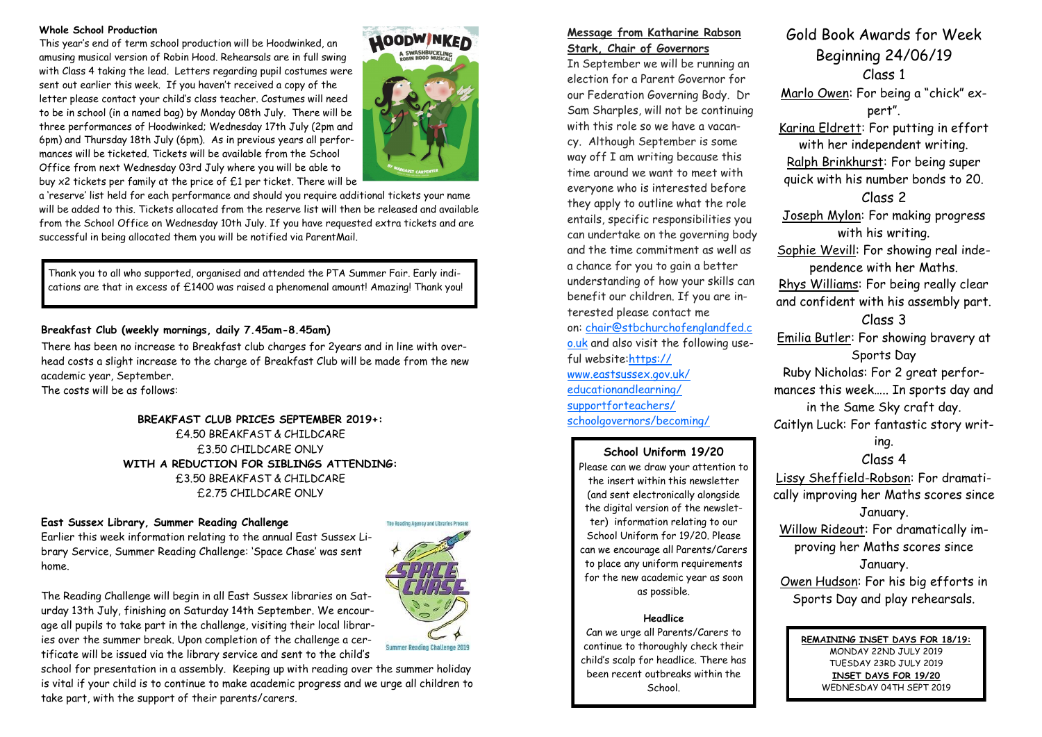**Whole School Production**

This year's end of term school production will be Hoodwinked, an amusing musical version of Robin Hood. Rehearsals are in full swing with Class 4 taking the lead. Letters regarding pupil costumes were sent out earlier this week. If you haven't received a copy of the letter please contact your child's class teacher. Costumes will need to be in school (in a named bag) by Monday 08th July. There will be three performances of Hoodwinked; Wednesday 17th July (2pm and 6pm) and Thursday 18th July (6pm). As in previous years all performances will be ticketed. Tickets will be available from the School Office from next Wednesday 03rd July where you will be able to buy x2 tickets per family at the price of £1 per ticket. There will be a 'reserve' list held for each performance and should you require additional tickets your name will be added to this. Tickets allocated from the reserve list will then be released and available from the School Office on Wednesday 10th July. If you have requested extra tickets and are successful in being allocated them you will be notified via ParentMail.

Thank you to all who supported, organised and attended the PTA Summer Fair. Early indications are that in excess of £1400 was raised a phenomenal amount! Amazing! Thank you!

**Breakfast Club (weekly mornings, daily 7.45am-8.45am)**

There has been no increase to Breakfast club charges for 2years and in line with overhead costs a slight increase to the charge of Breakfast Club will be made from the new academic year, September.
The costs will be as follows:

**BREAKFAST CLUB PRICES SEPTEMBER 2019+:**
£4.50 BREAKFAST & CHILDCARE
£3.50 CHILDCARE ONLY
**WITH A REDUCTION FOR SIBLINGS ATTENDING:**
£3.50 BREAKFAST & CHILDCARE
£2.75 CHILDCARE ONLY

**East Sussex Library, Summer Reading Challenge**

Earlier this week information relating to the annual East Sussex Library Service, Summer Reading Challenge: 'Space Chase' was sent home.

The Reading Challenge will begin in all East Sussex libraries on Saturday 13th July, finishing on Saturday 14th September. We encourage all pupils to take part in the challenge, visiting their local libraries over the summer break. Upon completion of the challenge a certificate will be issued via the library service and sent to the child's school for presentation in a assembly. Keeping up with reading over the summer holiday is vital if your child is to continue to make academic progress and we urge all children to take part, with the support of their parents/carers.

**Message from Katharine Rabson Stark, Chair of Governors**

In September we will be running an election for a Parent Governor for our Federation Governing Body. Dr Sam Sharples, will not be continuing with this role so we have a vacancy. Although September is some way off I am writing because this time around we want to meet with everyone who is interested before they apply to outline what the role entails, specific responsibilities you can undertake on the governing body and the time commitment as well as a chance for you to gain a better understanding of how your skills can benefit our children. If you are interested please contact me on: chair@stbchurchofenglandfed.co.uk and also visit the following useful website: https://www.eastsussex.gov.uk/educationandlearning/supportforteachers/schoolgovernors/becoming/

**School Uniform 19/20**

Please can we draw your attention to the insert within this newsletter (and sent electronically alongside the digital version of the newsletter) information relating to our School Uniform for 19/20. Please can we encourage all Parents/Carers to place any uniform requirements for the new academic year as soon as possible.

**Headlice**

Can we urge all Parents/Carers to continue to thoroughly check their child's scalp for headlice. There has been recent outbreaks within the School.

## Gold Book Awards for Week Beginning 24/06/19

### Class 1

Marlo Owen: For being a "chick" expert".
Karina Eldrett: For putting in effort with her independent writing.
Ralph Brinkhurst: For being super quick with his number bonds to 20.

### Class 2

Joseph Mylon: For making progress with his writing.
Sophie Wevill: For showing real independence with her Maths.
Rhys Williams: For being really clear and confident with his assembly part.

### Class 3

Emilia Butler: For showing bravery at Sports Day
Ruby Nicholas: For 2 great performances this week….. In sports day and in the Same Sky craft day.
Caitlyn Luck: For fantastic story writing.

### Class 4

Lissy Sheffield-Robson: For dramatically improving her Maths scores since January.
Willow Rideout: For dramatically improving her Maths scores since January.
Owen Hudson: For his big efforts in Sports Day and play rehearsals.

**REMAINING INSET DAYS FOR 18/19:**
MONDAY 22ND JULY 2019
TUESDAY 23RD JULY 2019
**INSET DAYS FOR 19/20**
WEDNESDAY 04TH SEPT 2019